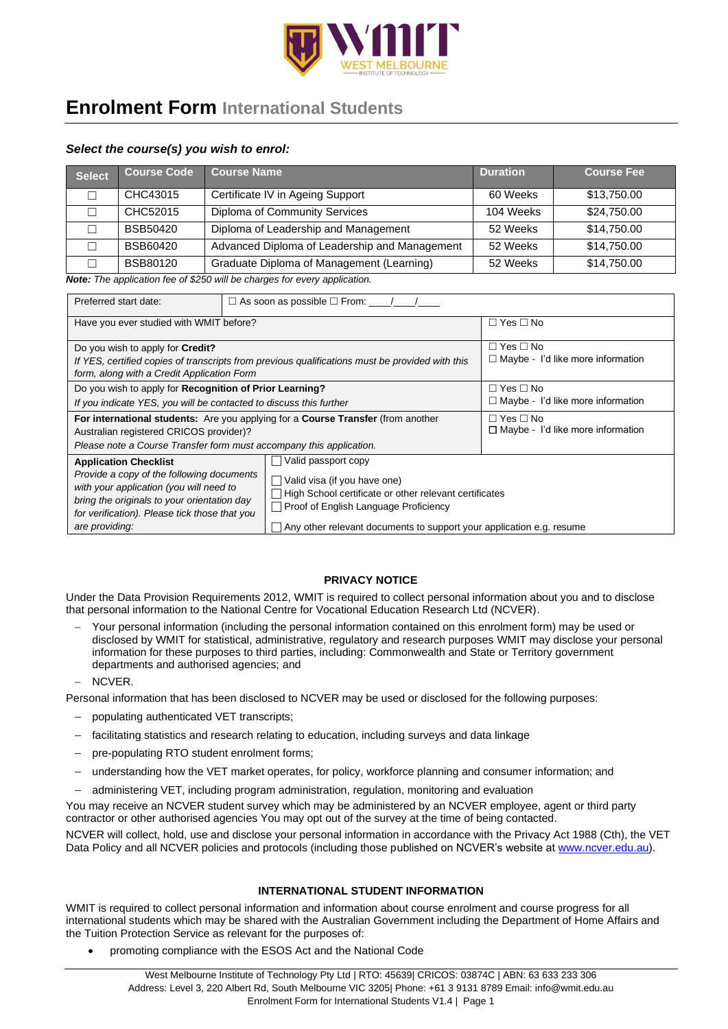# Enrolment Form International Students

***Select the course(s) you wish to enrol:***

| Select | Course Code | Course Name | Duration | Course Fee |
|---|---|---|---|---|
| ☐ | CHC43015 | Certificate IV in Ageing Support | 60 Weeks | $13,750.00 |
| ☐ | CHC52015 | Diploma of Community Services | 104 Weeks | $24,750.00 |
| ☐ | BSB50420 | Diploma of Leadership and Management | 52 Weeks | $14,750.00 |
| ☐ | BSB60420 | Advanced Diploma of Leadership and Management | 52 Weeks | $14,750.00 |
| ☐ | BSB80120 | Graduate Diploma of Management (Learning) | 52 Weeks | $14,750.00 |

***Note:*** *The application fee of $250 will be charges for every application.*

| | |
|---|---|
| Preferred start date: | ☐ As soon as possible ☐ From: ____/____/____ |
| Have you ever studied with WMIT before? | ☐ Yes ☐ No |
| Do you wish to apply for **Credit?** *If YES, certified copies of transcripts from previous qualifications must be provided with this form, along with a Credit Application Form* | ☐ Yes ☐ No ☐ Maybe - I'd like more information |
| Do you wish to apply for **Recognition of Prior Learning?** *If you indicate YES, you will be contacted to discuss this further* | ☐ Yes ☐ No ☐ Maybe - I'd like more information |
| **For international students:** Are you applying for a **Course Transfer** (from another Australian registered CRICOS provider)? *Please note a Course Transfer form must accompany this application.* | ☐ Yes ☐ No ☐ Maybe - I'd like more information |
| **Application Checklist** *Provide a copy of the following documents with your application (you will need to bring the originals to your orientation day for verification). Please tick those that you are providing:* | ☐ Valid passport copy<br>☐ Valid visa (if you have one)<br>☐ High School certificate or other relevant certificates<br>☐ Proof of English Language Proficiency<br>☐ Any other relevant documents to support your application e.g. resume |

## PRIVACY NOTICE

Under the Data Provision Requirements 2012, WMIT is required to collect personal information about you and to disclose that personal information to the National Centre for Vocational Education Research Ltd (NCVER).

- Your personal information (including the personal information contained on this enrolment form) may be used or disclosed by WMIT for statistical, administrative, regulatory and research purposes WMIT may disclose your personal information for these purposes to third parties, including: Commonwealth and State or Territory government departments and authorised agencies; and
- NCVER.

Personal information that has been disclosed to NCVER may be used or disclosed for the following purposes:

- populating authenticated VET transcripts;
- facilitating statistics and research relating to education, including surveys and data linkage
- pre-populating RTO student enrolment forms;
- understanding how the VET market operates, for policy, workforce planning and consumer information; and
- administering VET, including program administration, regulation, monitoring and evaluation

You may receive an NCVER student survey which may be administered by an NCVER employee, agent or third party contractor or other authorised agencies You may opt out of the survey at the time of being contacted.

NCVER will collect, hold, use and disclose your personal information in accordance with the Privacy Act 1988 (Cth), the VET Data Policy and all NCVER policies and protocols (including those published on NCVER's website at www.ncver.edu.au).

## INTERNATIONAL STUDENT INFORMATION

WMIT is required to collect personal information and information about course enrolment and course progress for all international students which may be shared with the Australian Government including the Department of Home Affairs and the Tuition Protection Service as relevant for the purposes of:

- promoting compliance with the ESOS Act and the National Code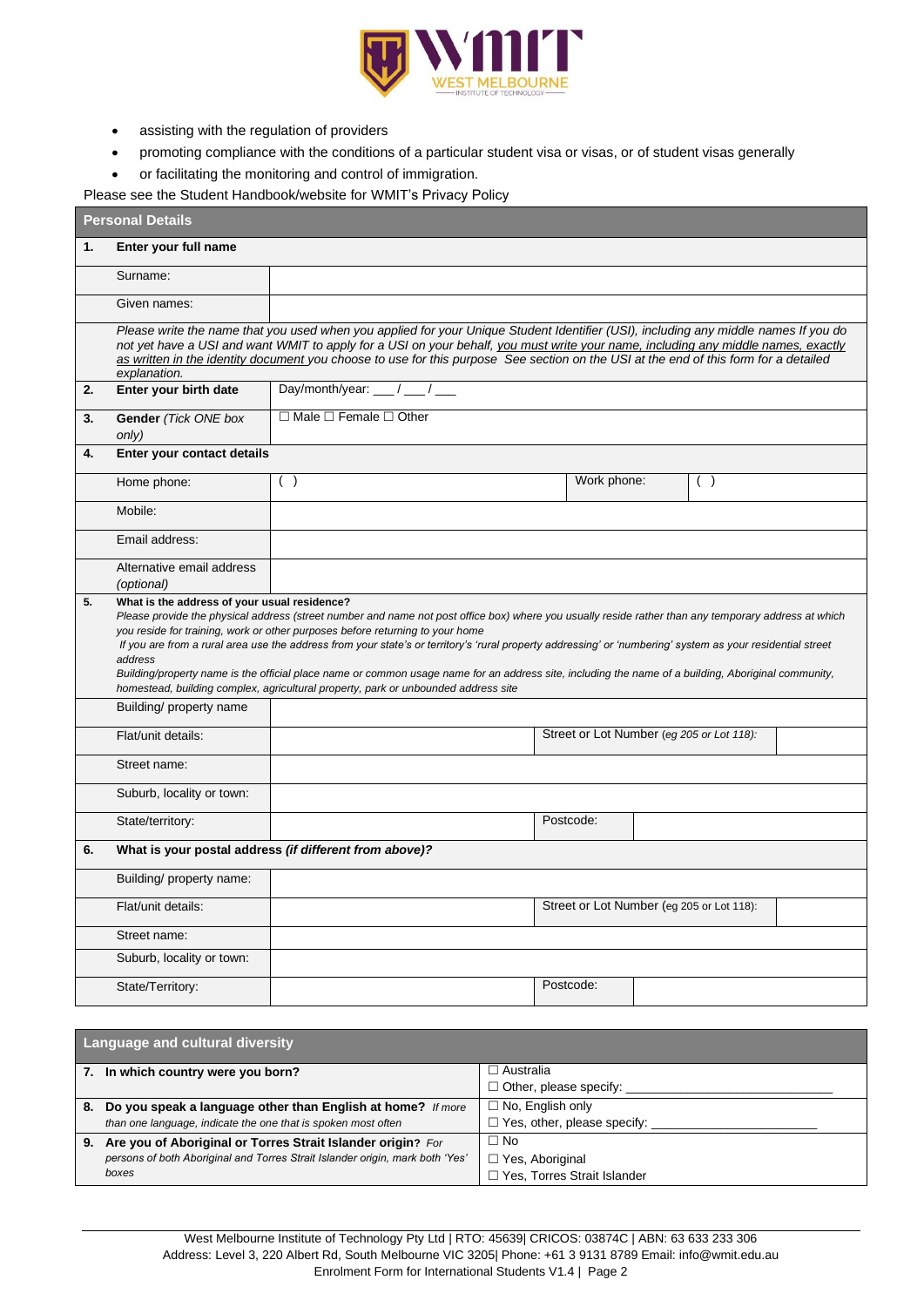- assisting with the regulation of providers
- promoting compliance with the conditions of a particular student visa or visas, or of student visas generally
- or facilitating the monitoring and control of immigration.

Please see the Student Handbook/website for WMIT's Privacy Policy

| **Personal Details** | | | |
|---|---|---|---|
| **1. Enter your full name** | | | |
| Surname: | | | |
| Given names: | | | |
| *Please write the name that you used when you applied for your Unique Student Identifier (USI), including any middle names If you do not yet have a USI and want WMIT to apply for a USI on your behalf, you must write your name, including any middle names, exactly as written in the identity document you choose to use for this purpose See section on the USI at the end of this form for a detailed explanation.* | | | |
| **2. Enter your birth date** | Day/month/year: ___ / ___ / ___ | | |
| **3. Gender** *(Tick ONE box only)* | ☐ Male ☐ Female ☐ Other | | |
| **4. Enter your contact details** | | | |
| Home phone: | ( ) | Work phone: | ( ) |
| Mobile: | | | |
| Email address: | | | |
| Alternative email address *(optional)* | | | |
| **5. What is the address of your usual residence?** *Please provide the physical address (street number and name not post office box) where you usually reside rather than any temporary address at which you reside for training, work or other purposes before returning to your home. If you are from a rural area use the address from your state's or territory's 'rural property addressing' or 'numbering' system as your residential street address. Building/property name is the official place name or common usage name for an address site, including the name of a building, Aboriginal community, homestead, building complex, agricultural property, park or unbounded address site* | | | |
| Building/ property name | | | |
| Flat/unit details: | | Street or Lot Number *(eg 205 or Lot 118)*: | |
| Street name: | | | |
| Suburb, locality or town: | | | |
| State/territory: | | Postcode: | |
| **6. What is your postal address** ***(if different from above)?*** | | | |
| Building/ property name: | | | |
| Flat/unit details: | | Street or Lot Number (eg 205 or Lot 118): | |
| Street name: | | | |
| Suburb, locality or town: | | | |
| State/Territory: | | Postcode: | |

| **Language and cultural diversity** | |
|---|---|
| **7. In which country were you born?** | ☐ Australia<br>☐ Other, please specify: ______________ |
| **8. Do you speak a language other than English at home?** *If more than one language, indicate the one that is spoken most often* | ☐ No, English only<br>☐ Yes, other, please specify: ______________ |
| **9. Are you of Aboriginal or Torres Strait Islander origin?** *For persons of both Aboriginal and Torres Strait Islander origin, mark both 'Yes' boxes* | ☐ No<br>☐ Yes, Aboriginal<br>☐ Yes, Torres Strait Islander |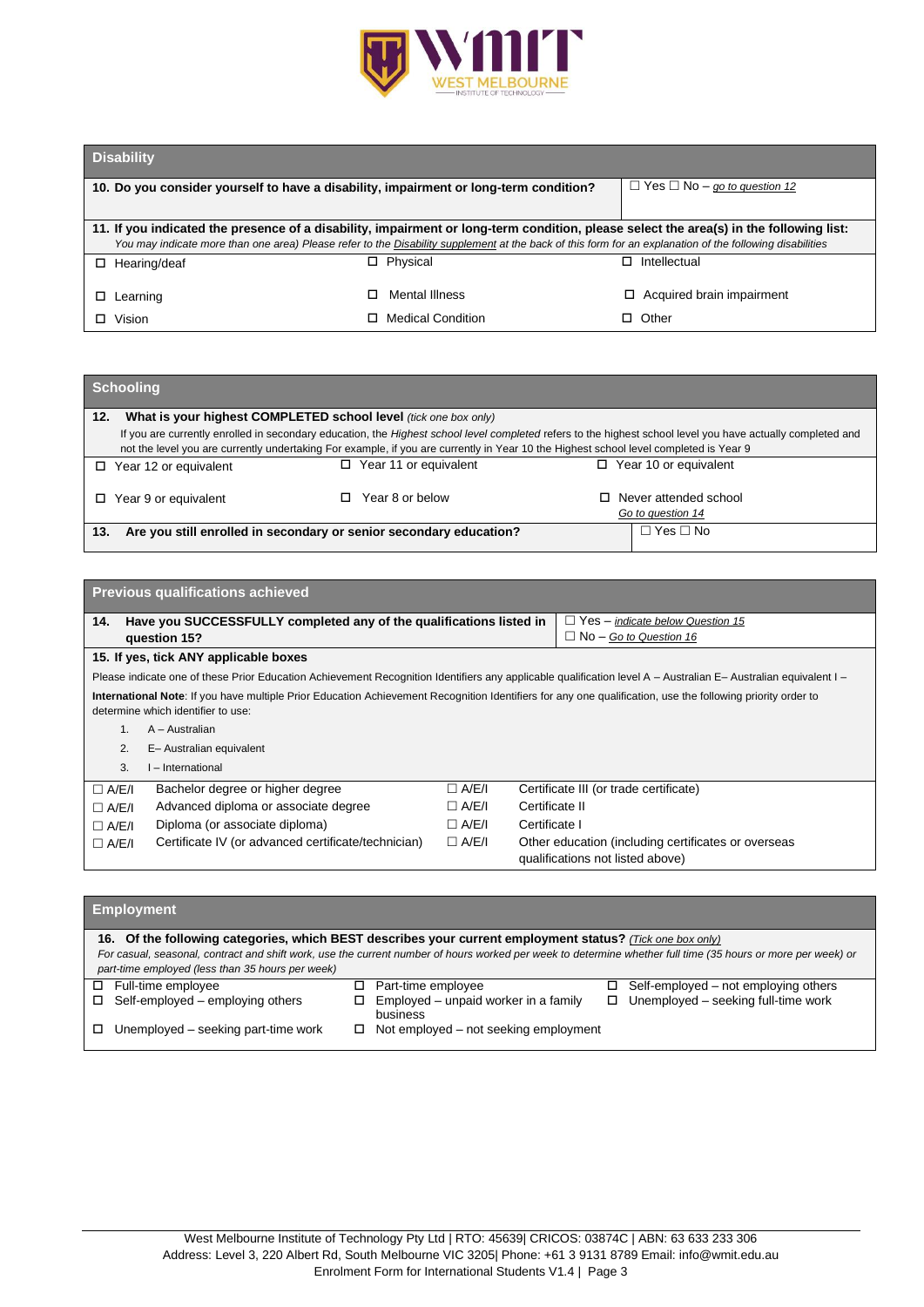## Disability

**10. Do you consider yourself to have a disability, impairment or long-term condition?** ☐ Yes ☐ No – *go to question 12*

**11. If you indicated the presence of a disability, impairment or long-term condition, please select the area(s) in the following list:**
*You may indicate more than one area) Please refer to the Disability supplement at the back of this form for an explanation of the following disabilities*

| | | |
|---|---|---|
| ☐ Hearing/deaf | ☐ Physical | ☐ Intellectual |
| ☐ Learning | ☐ Mental Illness | ☐ Acquired brain impairment |
| ☐ Vision | ☐ Medical Condition | ☐ Other |

## Schooling

**12. What is your highest COMPLETED school level** *(tick one box only)*
If you are currently enrolled in secondary education, the *Highest school level completed* refers to the highest school level you have actually completed and not the level you are currently undertaking For example, if you are currently in Year 10 the Highest school level completed is Year 9

| | | |
|---|---|---|
| ☐ Year 12 or equivalent | ☐ Year 11 or equivalent | ☐ Year 10 or equivalent |
| ☐ Year 9 or equivalent | ☐ Year 8 or below | ☐ Never attended school *Go to question 14* |

**13. Are you still enrolled in secondary or senior secondary education?** ☐ Yes ☐ No

## Previous qualifications achieved

**14. Have you SUCCESSFULLY completed any of the qualifications listed in question 15?** ☐ Yes – *indicate below Question 15* ☐ No – *Go to Question 16*

**15. If yes, tick ANY applicable boxes**

Please indicate one of these Prior Education Achievement Recognition Identifiers any applicable qualification level A – Australian E– Australian equivalent I –

**International Note**: If you have multiple Prior Education Achievement Recognition Identifiers for any one qualification, use the following priority order to determine which identifier to use:

1. A – Australian
2. E– Australian equivalent
3. I – International

| | | | |
|---|---|---|---|
| ☐ A/E/I | Bachelor degree or higher degree | ☐ A/E/I | Certificate III (or trade certificate) |
| ☐ A/E/I | Advanced diploma or associate degree | ☐ A/E/I | Certificate II |
| ☐ A/E/I | Diploma (or associate diploma) | ☐ A/E/I | Certificate I |
| ☐ A/E/I | Certificate IV (or advanced certificate/technician) | ☐ A/E/I | Other education (including certificates or overseas qualifications not listed above) |

## Employment

**16. Of the following categories, which BEST describes your current employment status?** *(Tick one box only)*
*For casual, seasonal, contract and shift work, use the current number of hours worked per week to determine whether full time (35 hours or more per week) or part-time employed (less than 35 hours per week)*

| | | |
|---|---|---|
| ☐ Full-time employee | ☐ Part-time employee | ☐ Self-employed – not employing others |
| ☐ Self-employed – employing others | ☐ Employed – unpaid worker in a family business | ☐ Unemployed – seeking full-time work |
| ☐ Unemployed – seeking part-time work | ☐ Not employed – not seeking employment | |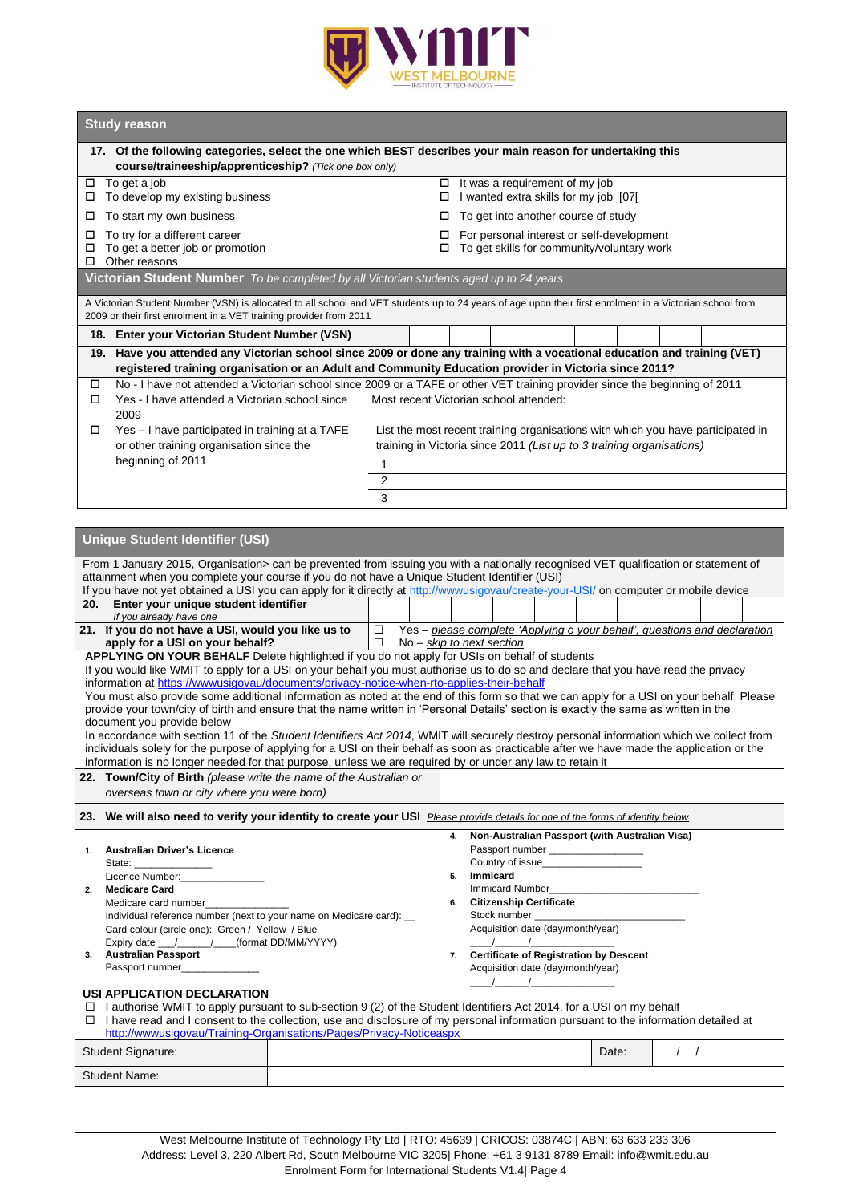## Study reason

**17. Of the following categories, select the one which BEST describes your main reason for undertaking this course/traineeship/apprenticeship?** *(Tick one box only)*

- ☐ To get a job
- ☐ To develop my existing business
- ☐ To start my own business
- ☐ To try for a different career
- ☐ To get a better job or promotion
- ☐ Other reasons
- ☐ It was a requirement of my job
- ☐ I wanted extra skills for my job [07[
- ☐ To get into another course of study
- ☐ For personal interest or self-development
- ☐ To get skills for community/voluntary work

## Victorian Student Number *To be completed by all Victorian students aged up to 24 years*

A Victorian Student Number (VSN) is allocated to all school and VET students up to 24 years of age upon their first enrolment in a Victorian school from 2009 or their first enrolment in a VET training provider from 2011

**18. Enter your Victorian Student Number (VSN)**

| | | | | | | | | |
|---|---|---|---|---|---|---|---|---|
| | | | | | | | | |

**19. Have you attended any Victorian school since 2009 or done any training with a vocational education and training (VET) registered training organisation or an Adult and Community Education provider in Victoria since 2011?**

- ☐ No - I have not attended a Victorian school since 2009 or a TAFE or other VET training provider since the beginning of 2011
- ☐ Yes - I have attended a Victorian school since 2009 — Most recent Victorian school attended:
- ☐ Yes – I have participated in training at a TAFE or other training organisation since the beginning of 2011 — List the most recent training organisations with which you have participated in training in Victoria since 2011 *(List up to 3 training organisations)*
  1
  2
  3

## Unique Student Identifier (USI)

From 1 January 2015, Organisation> can be prevented from issuing you with a nationally recognised VET qualification or statement of attainment when you complete your course if you do not have a Unique Student Identifier (USI)
If you have not yet obtained a USI you can apply for it directly at http://wwwusigovau/create-your-USI/ on computer or mobile device

**20. Enter your unique student identifier**
*If you already have one*

| | | | | | | | | | |
|---|---|---|---|---|---|---|---|---|---|
| | | | | | | | | | |

**21. If you do not have a USI, would you like us to apply for a USI on your behalf?**

- ☐ Yes – *please complete 'Applying o your behalf', questions and declaration*
- ☐ No – *skip to next section*

**APPLYING ON YOUR BEHALF** Delete highlighted if you do not apply for USIs on behalf of students
If you would like WMIT to apply for a USI on your behalf you must authorise us to do so and declare that you have read the privacy information at https://wwwusigovau/documents/privacy-notice-when-rto-applies-their-behalf
You must also provide some additional information as noted at the end of this form so that we can apply for a USI on your behalf Please provide your town/city of birth and ensure that the name written in 'Personal Details' section is exactly the same as written in the document you provide below
In accordance with section 11 of the *Student Identifiers Act 2014*, WMIT will securely destroy personal information which we collect from individuals solely for the purpose of applying for a USI on their behalf as soon as practicable after we have made the application or the information is no longer needed for that purpose, unless we are required by or under any law to retain it

**22. Town/City of Birth** *(please write the name of the Australian or overseas town or city where you were born)*

**23. We will also need to verify your identity to create your USI** *Please provide details for one of the forms of identity below*

1. **Australian Driver's Licence**
   State: ______________
   Licence Number:______________
2. **Medicare Card**
   Medicare card number______________
   Individual reference number (next to your name on Medicare card): __
   Card colour (circle one): Green / Yellow / Blue
   Expiry date ___/______/___(format DD/MM/YYYY)
3. **Australian Passport**
   Passport number______________
4. **Non-Australian Passport (with Australian Visa)**
   Passport number ________________
   Country of issue________________
5. **Immicard**
   Immicard Number________________________
6. **Citizenship Certificate**
   Stock number ________________________
   Acquisition date (day/month/year)
   ____/_____/______________
7. **Certificate of Registration by Descent**
   Acquisition date (day/month/year)
   ____/_____/______________

**USI APPLICATION DECLARATION**

- ☐ I authorise WMIT to apply pursuant to sub-section 9 (2) of the Student Identifiers Act 2014, for a USI on my behalf
- ☐ I have read and I consent to the collection, use and disclosure of my personal information pursuant to the information detailed at http://wwwusigovau/Training-Organisations/Pages/Privacy-Noticeaspx

| Student Signature: | | Date: | / / |
|---|---|---|---|
| Student Name: | | | |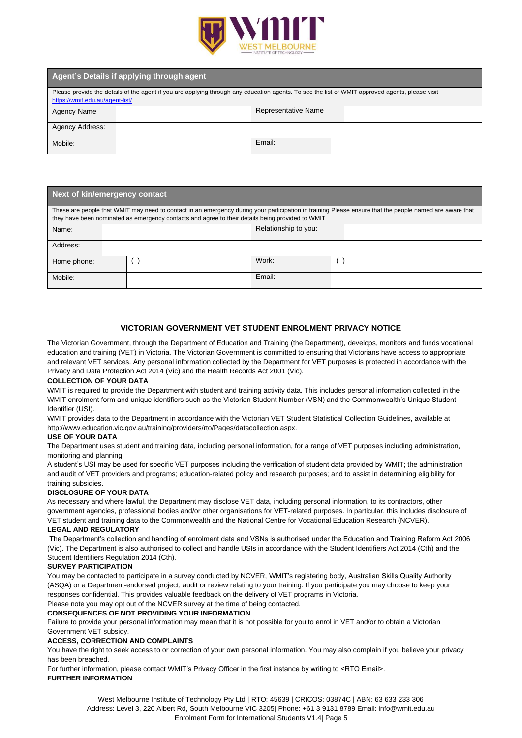| Agent's Details if applying through agent | | | |
|---|---|---|---|
| Please provide the details of the agent if you are applying through any education agents. To see the list of WMIT approved agents, please visit https://wmit.edu.au/agent-list/ | | | |
| Agency Name | | Representative Name | |
| Agency Address: | | | |
| Mobile: | | Email: | |

| Next of kin/emergency contact | | | |
|---|---|---|---|
| These are people that WMIT may need to contact in an emergency during your participation in training Please ensure that the people named are aware that they have been nominated as emergency contacts and agree to their details being provided to WMIT | | | |
| Name: | | Relationship to you: | |
| Address: | | | |
| Home phone: | ( ) | Work: | ( ) |
| Mobile: | | Email: | |

## VICTORIAN GOVERNMENT VET STUDENT ENROLMENT PRIVACY NOTICE

The Victorian Government, through the Department of Education and Training (the Department), develops, monitors and funds vocational education and training (VET) in Victoria. The Victorian Government is committed to ensuring that Victorians have access to appropriate and relevant VET services. Any personal information collected by the Department for VET purposes is protected in accordance with the Privacy and Data Protection Act 2014 (Vic) and the Health Records Act 2001 (Vic).

**COLLECTION OF YOUR DATA**

WMIT is required to provide the Department with student and training activity data. This includes personal information collected in the WMIT enrolment form and unique identifiers such as the Victorian Student Number (VSN) and the Commonwealth's Unique Student Identifier (USI).

WMIT provides data to the Department in accordance with the Victorian VET Student Statistical Collection Guidelines, available at http://www.education.vic.gov.au/training/providers/rto/Pages/datacollection.aspx.

**USE OF YOUR DATA**

The Department uses student and training data, including personal information, for a range of VET purposes including administration, monitoring and planning.

A student's USI may be used for specific VET purposes including the verification of student data provided by WMIT; the administration and audit of VET providers and programs; education-related policy and research purposes; and to assist in determining eligibility for training subsidies.

**DISCLOSURE OF YOUR DATA**

As necessary and where lawful, the Department may disclose VET data, including personal information, to its contractors, other government agencies, professional bodies and/or other organisations for VET-related purposes. In particular, this includes disclosure of VET student and training data to the Commonwealth and the National Centre for Vocational Education Research (NCVER).

**LEGAL AND REGULATORY**

The Department's collection and handling of enrolment data and VSNs is authorised under the Education and Training Reform Act 2006 (Vic). The Department is also authorised to collect and handle USIs in accordance with the Student Identifiers Act 2014 (Cth) and the Student Identifiers Regulation 2014 (Cth).

**SURVEY PARTICIPATION**

You may be contacted to participate in a survey conducted by NCVER, WMIT's registering body, Australian Skills Quality Authority (ASQA) or a Department-endorsed project, audit or review relating to your training. If you participate you may choose to keep your responses confidential. This provides valuable feedback on the delivery of VET programs in Victoria.

Please note you may opt out of the NCVER survey at the time of being contacted.

**CONSEQUENCES OF NOT PROVIDING YOUR INFORMATION**

Failure to provide your personal information may mean that it is not possible for you to enrol in VET and/or to obtain a Victorian Government VET subsidy.

**ACCESS, CORRECTION AND COMPLAINTS**

You have the right to seek access to or correction of your own personal information. You may also complain if you believe your privacy has been breached.

For further information, please contact WMIT's Privacy Officer in the first instance by writing to <RTO Email>.

**FURTHER INFORMATION**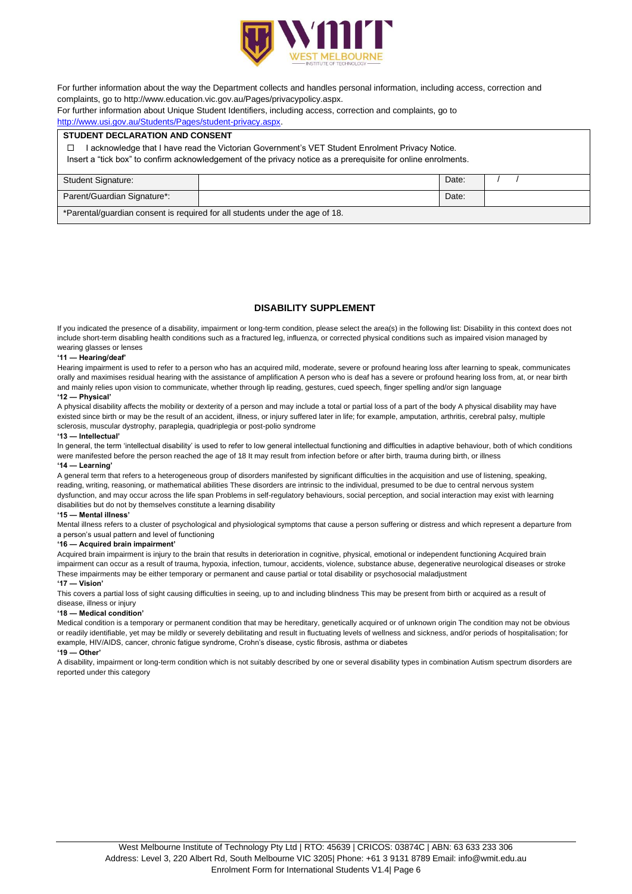For further information about the way the Department collects and handles personal information, including access, correction and complaints, go to http://www.education.vic.gov.au/Pages/privacypolicy.aspx.

For further information about Unique Student Identifiers, including access, correction and complaints, go to http://www.usi.gov.au/Students/Pages/student-privacy.aspx.

| **STUDENT DECLARATION AND CONSENT** | | | |
|---|---|---|---|
| ☐ I acknowledge that I have read the Victorian Government's VET Student Enrolment Privacy Notice. Insert a "tick box" to confirm acknowledgement of the privacy notice as a prerequisite for online enrolments. | | | |
| Student Signature: | | Date: | / / |
| Parent/Guardian Signature*: | | Date: | |
| *Parental/guardian consent is required for all students under the age of 18. | | | |

## DISABILITY SUPPLEMENT

If you indicated the presence of a disability, impairment or long-term condition, please select the area(s) in the following list: Disability in this context does not include short-term disabling health conditions such as a fractured leg, influenza, or corrected physical conditions such as impaired vision managed by wearing glasses or lenses

**'11 — Hearing/deaf'**

Hearing impairment is used to refer to a person who has an acquired mild, moderate, severe or profound hearing loss after learning to speak, communicates orally and maximises residual hearing with the assistance of amplification A person who is deaf has a severe or profound hearing loss from, at, or near birth and mainly relies upon vision to communicate, whether through lip reading, gestures, cued speech, finger spelling and/or sign language

**'12 — Physical'**

A physical disability affects the mobility or dexterity of a person and may include a total or partial loss of a part of the body A physical disability may have existed since birth or may be the result of an accident, illness, or injury suffered later in life; for example, amputation, arthritis, cerebral palsy, multiple sclerosis, muscular dystrophy, paraplegia, quadriplegia or post-polio syndrome

**'13 — Intellectual'**

In general, the term 'intellectual disability' is used to refer to low general intellectual functioning and difficulties in adaptive behaviour, both of which conditions were manifested before the person reached the age of 18 It may result from infection before or after birth, trauma during birth, or illness

**'14 — Learning'**

A general term that refers to a heterogeneous group of disorders manifested by significant difficulties in the acquisition and use of listening, speaking, reading, writing, reasoning, or mathematical abilities These disorders are intrinsic to the individual, presumed to be due to central nervous system dysfunction, and may occur across the life span Problems in self-regulatory behaviours, social perception, and social interaction may exist with learning disabilities but do not by themselves constitute a learning disability

**'15 — Mental illness'**

Mental illness refers to a cluster of psychological and physiological symptoms that cause a person suffering or distress and which represent a departure from a person's usual pattern and level of functioning

**'16 — Acquired brain impairment'**

Acquired brain impairment is injury to the brain that results in deterioration in cognitive, physical, emotional or independent functioning Acquired brain impairment can occur as a result of trauma, hypoxia, infection, tumour, accidents, violence, substance abuse, degenerative neurological diseases or stroke These impairments may be either temporary or permanent and cause partial or total disability or psychosocial maladjustment

**'17 — Vision'**

This covers a partial loss of sight causing difficulties in seeing, up to and including blindness This may be present from birth or acquired as a result of disease, illness or injury

**'18 — Medical condition'**

Medical condition is a temporary or permanent condition that may be hereditary, genetically acquired or of unknown origin The condition may not be obvious or readily identifiable, yet may be mildly or severely debilitating and result in fluctuating levels of wellness and sickness, and/or periods of hospitalisation; for example, HIV/AIDS, cancer, chronic fatigue syndrome, Crohn's disease, cystic fibrosis, asthma or diabetes

**'19 — Other'**

A disability, impairment or long-term condition which is not suitably described by one or several disability types in combination Autism spectrum disorders are reported under this category